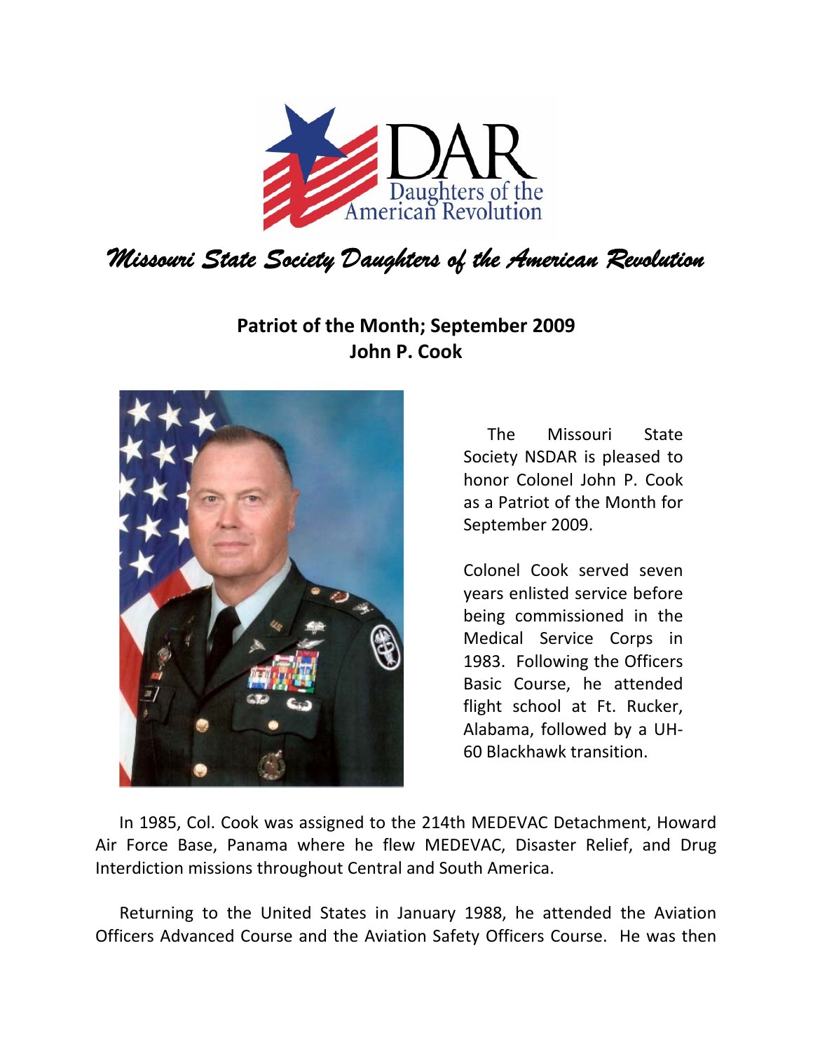# Missouri State Society Daughters of the American Revolution

## Patriot of the Month; September 2009
## John P. Cook

The Missouri State Society NSDAR is pleased to honor Colonel John P. Cook as a Patriot of the Month for September 2009.

Colonel Cook served seven years enlisted service before being commissioned in the Medical Service Corps in 1983. Following the Officers Basic Course, he attended flight school at Ft. Rucker, Alabama, followed by a UH-60 Blackhawk transition.

In 1985, Col. Cook was assigned to the 214th MEDEVAC Detachment, Howard Air Force Base, Panama where he flew MEDEVAC, Disaster Relief, and Drug Interdiction missions throughout Central and South America.

Returning to the United States in January 1988, he attended the Aviation Officers Advanced Course and the Aviation Safety Officers Course. He was then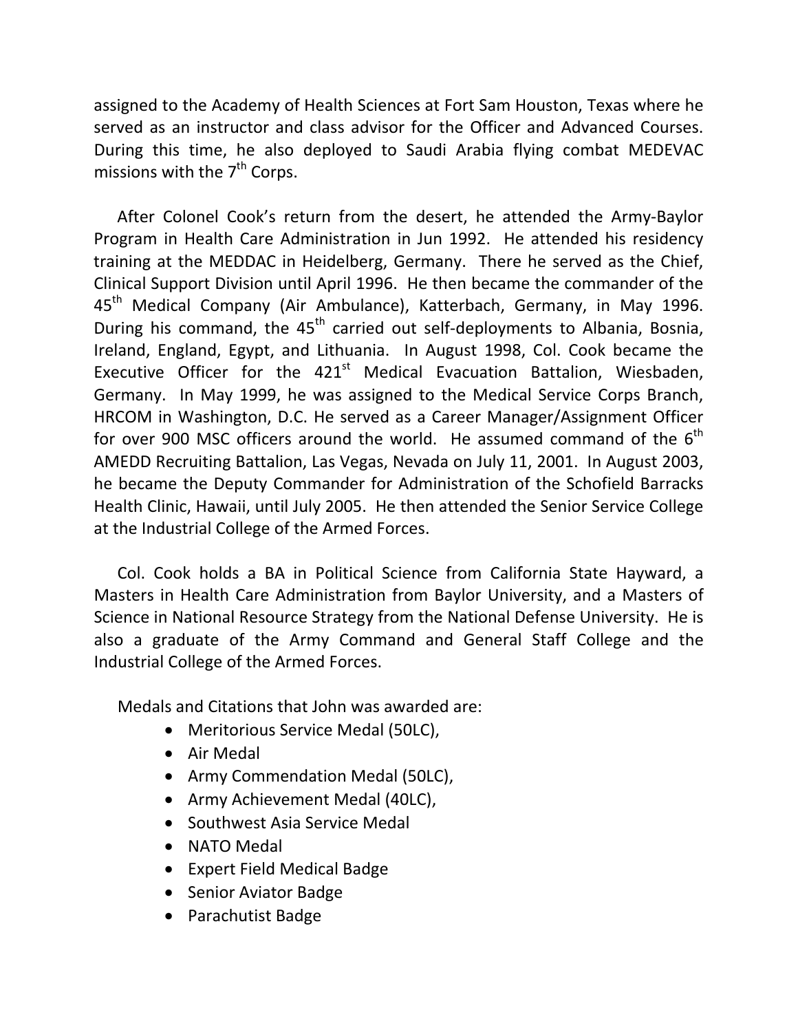assigned to the Academy of Health Sciences at Fort Sam Houston, Texas where he served as an instructor and class advisor for the Officer and Advanced Courses. During this time, he also deployed to Saudi Arabia flying combat MEDEVAC missions with the 7th Corps.

After Colonel Cook's return from the desert, he attended the Army-Baylor Program in Health Care Administration in Jun 1992. He attended his residency training at the MEDDAC in Heidelberg, Germany. There he served as the Chief, Clinical Support Division until April 1996. He then became the commander of the 45th Medical Company (Air Ambulance), Katterbach, Germany, in May 1996. During his command, the 45th carried out self-deployments to Albania, Bosnia, Ireland, England, Egypt, and Lithuania. In August 1998, Col. Cook became the Executive Officer for the 421st Medical Evacuation Battalion, Wiesbaden, Germany. In May 1999, he was assigned to the Medical Service Corps Branch, HRCOM in Washington, D.C. He served as a Career Manager/Assignment Officer for over 900 MSC officers around the world. He assumed command of the 6th AMEDD Recruiting Battalion, Las Vegas, Nevada on July 11, 2001. In August 2003, he became the Deputy Commander for Administration of the Schofield Barracks Health Clinic, Hawaii, until July 2005. He then attended the Senior Service College at the Industrial College of the Armed Forces.

Col. Cook holds a BA in Political Science from California State Hayward, a Masters in Health Care Administration from Baylor University, and a Masters of Science in National Resource Strategy from the National Defense University. He is also a graduate of the Army Command and General Staff College and the Industrial College of the Armed Forces.

Medals and Citations that John was awarded are:

- Meritorious Service Medal (5OLC),
- Air Medal
- Army Commendation Medal (5OLC),
- Army Achievement Medal (4OLC),
- Southwest Asia Service Medal
- NATO Medal
- Expert Field Medical Badge
- Senior Aviator Badge
- Parachutist Badge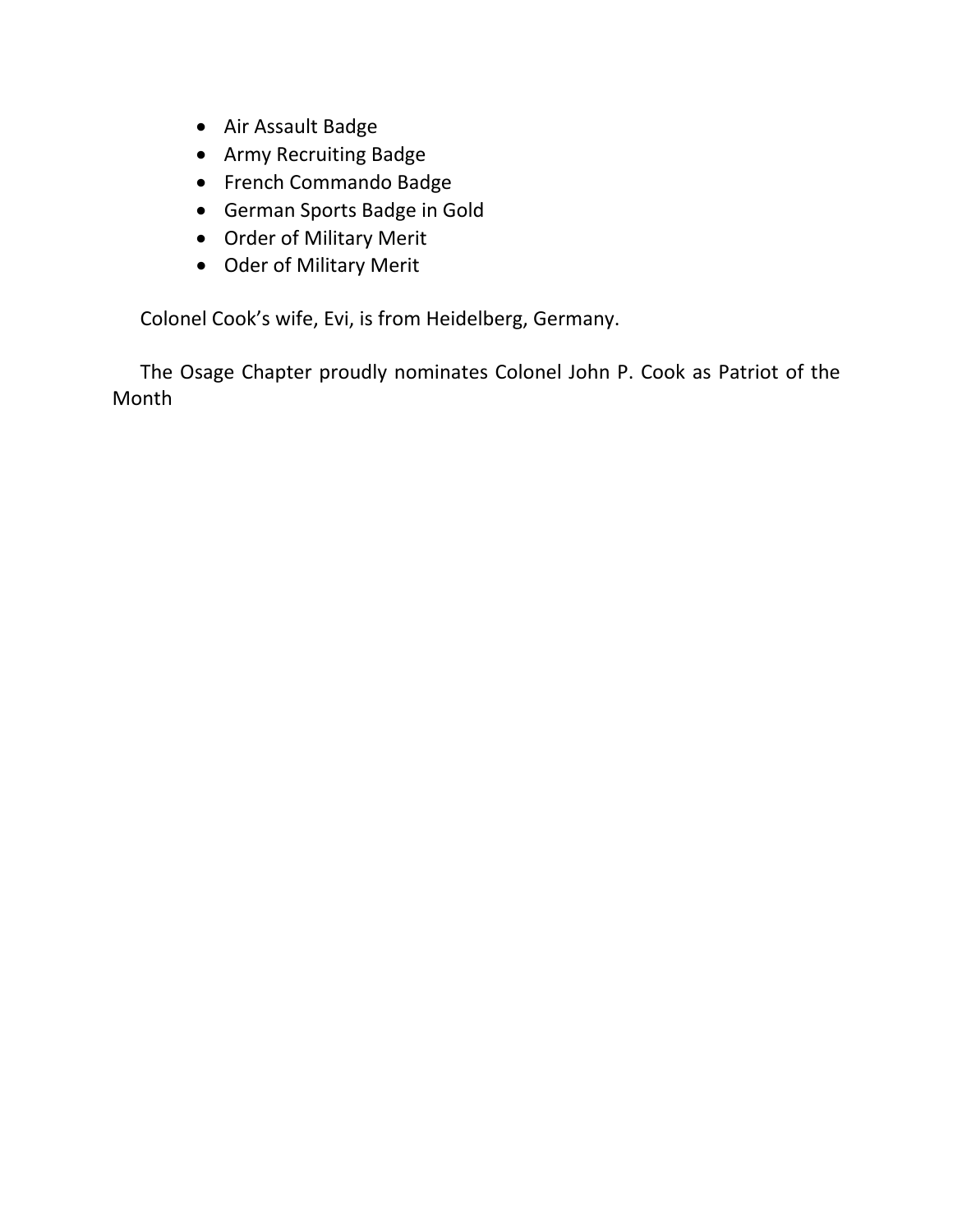- Air Assault Badge
- Army Recruiting Badge
- French Commando Badge
- German Sports Badge in Gold
- Order of Military Merit
- Oder of Military Merit

Colonel Cook's wife, Evi, is from Heidelberg, Germany.

The Osage Chapter proudly nominates Colonel John P. Cook as Patriot of the Month